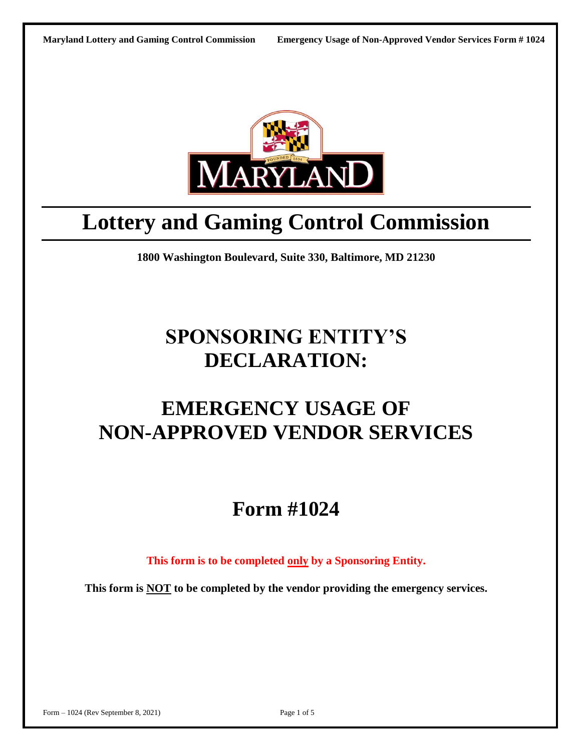# Lottery and Gaming Control Commission

**1800 Washington Boulevard, Suite 330, Baltimore, MD 21230**

# SPONSORING ENTITY'S DECLARATION:

# EMERGENCY USAGE OF NON-APPROVED VENDOR SERVICES

# Form #1024

**This form is to be completed only by a Sponsoring Entity.**

**This form is NOT to be completed by the vendor providing the emergency services.**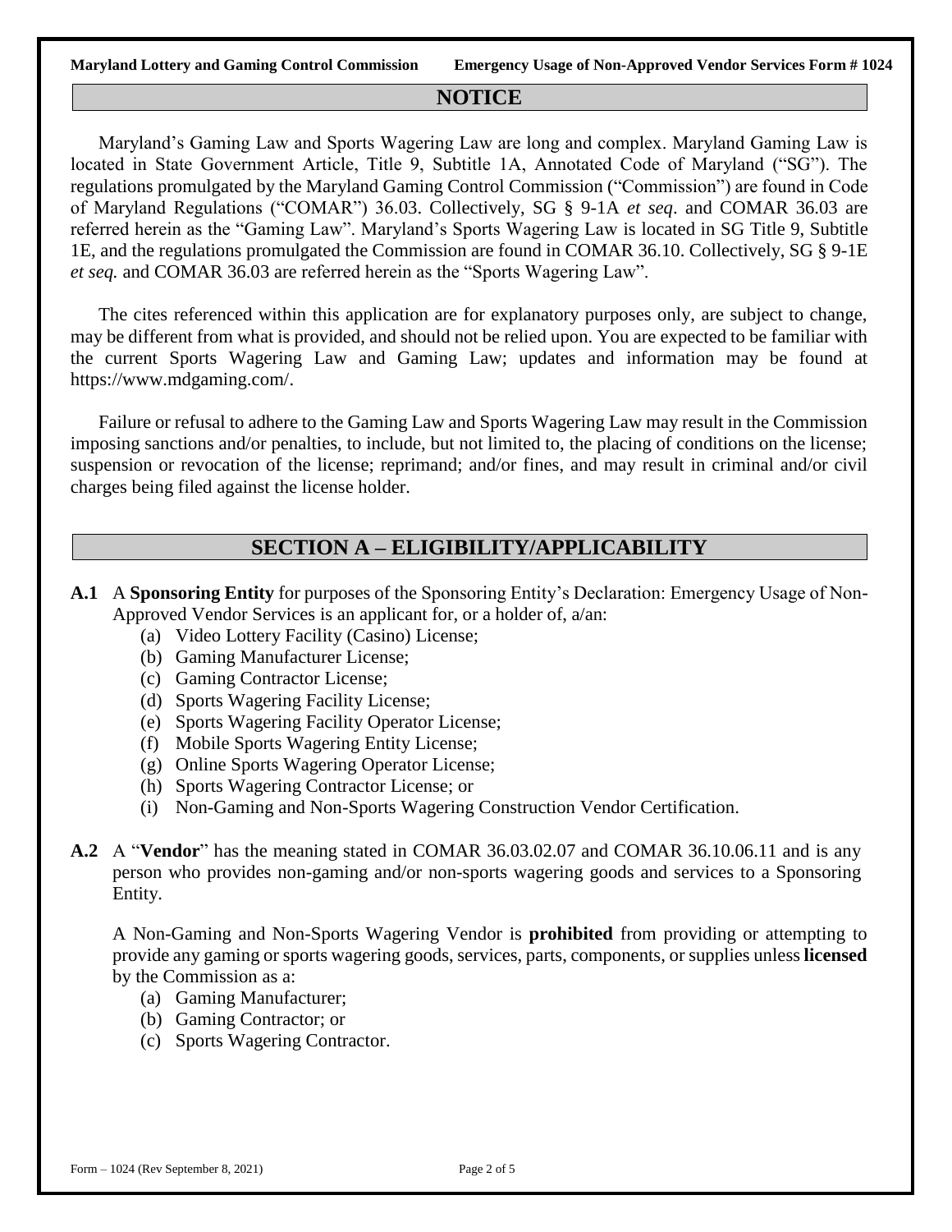## NOTICE

Maryland's Gaming Law and Sports Wagering Law are long and complex. Maryland Gaming Law is located in State Government Article, Title 9, Subtitle 1A, Annotated Code of Maryland ("SG"). The regulations promulgated by the Maryland Gaming Control Commission ("Commission") are found in Code of Maryland Regulations ("COMAR") 36.03. Collectively, SG § 9-1A *et seq*. and COMAR 36.03 are referred herein as the "Gaming Law". Maryland's Sports Wagering Law is located in SG Title 9, Subtitle 1E, and the regulations promulgated the Commission are found in COMAR 36.10. Collectively, SG § 9-1E *et seq.* and COMAR 36.03 are referred herein as the "Sports Wagering Law".

The cites referenced within this application are for explanatory purposes only, are subject to change, may be different from what is provided, and should not be relied upon. You are expected to be familiar with the current Sports Wagering Law and Gaming Law; updates and information may be found at https://www.mdgaming.com/.

Failure or refusal to adhere to the Gaming Law and Sports Wagering Law may result in the Commission imposing sanctions and/or penalties, to include, but not limited to, the placing of conditions on the license; suspension or revocation of the license; reprimand; and/or fines, and may result in criminal and/or civil charges being filed against the license holder.

## SECTION A – ELIGIBILITY/APPLICABILITY

**A.1** A **Sponsoring Entity** for purposes of the Sponsoring Entity's Declaration: Emergency Usage of Non-Approved Vendor Services is an applicant for, or a holder of, a/an:

- (a) Video Lottery Facility (Casino) License;
- (b) Gaming Manufacturer License;
- (c) Gaming Contractor License;
- (d) Sports Wagering Facility License;
- (e) Sports Wagering Facility Operator License;
- (f) Mobile Sports Wagering Entity License;
- (g) Online Sports Wagering Operator License;
- (h) Sports Wagering Contractor License; or
- (i) Non-Gaming and Non-Sports Wagering Construction Vendor Certification.

**A.2** A "**Vendor**" has the meaning stated in COMAR 36.03.02.07 and COMAR 36.10.06.11 and is any person who provides non-gaming and/or non-sports wagering goods and services to a Sponsoring Entity.

A Non-Gaming and Non-Sports Wagering Vendor is **prohibited** from providing or attempting to provide any gaming or sports wagering goods, services, parts, components, or supplies unless **licensed** by the Commission as a:

- (a) Gaming Manufacturer;
- (b) Gaming Contractor; or
- (c) Sports Wagering Contractor.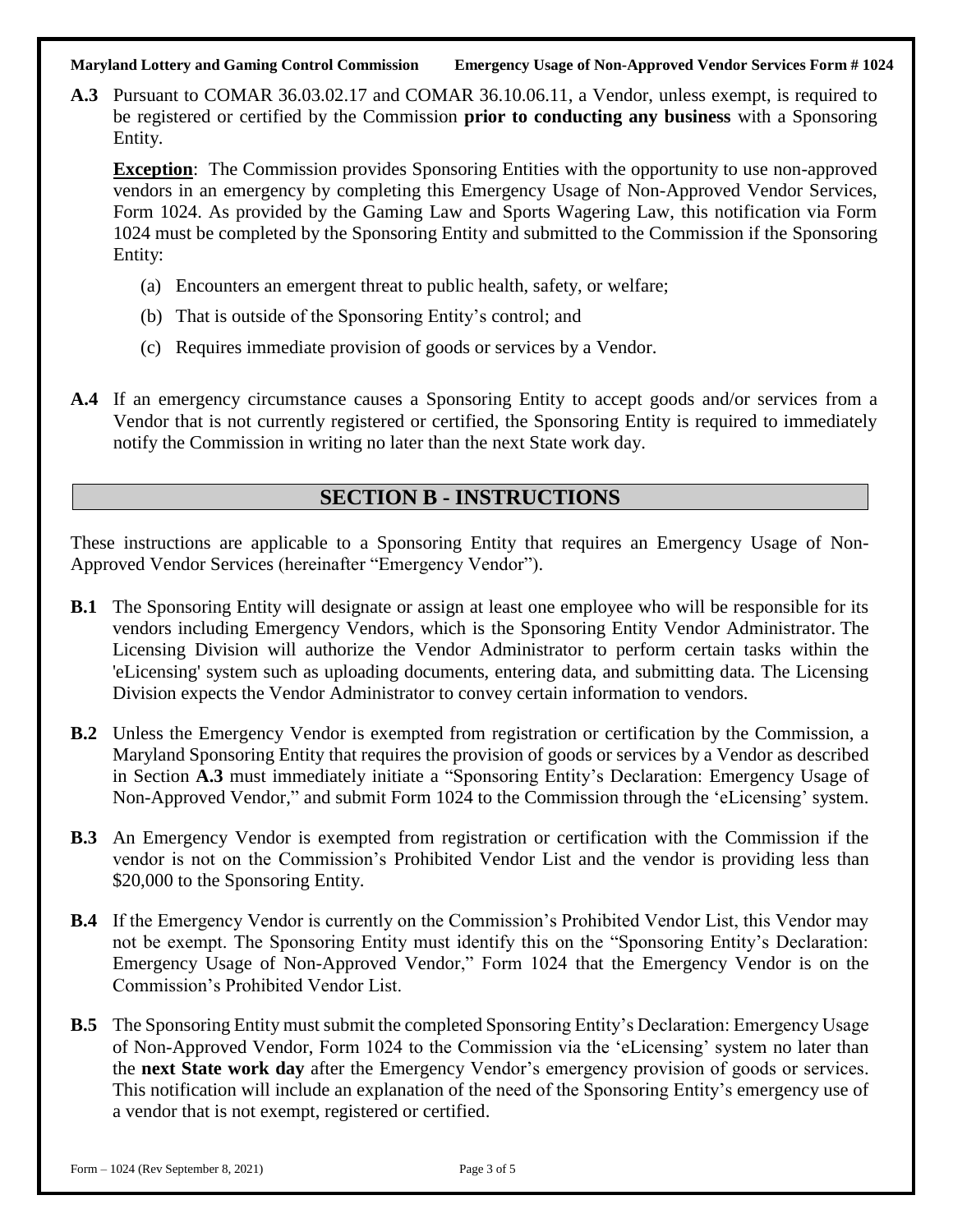**A.3** Pursuant to COMAR 36.03.02.17 and COMAR 36.10.06.11, a Vendor, unless exempt, is required to be registered or certified by the Commission **prior to conducting any business** with a Sponsoring Entity.

**Exception**: The Commission provides Sponsoring Entities with the opportunity to use non-approved vendors in an emergency by completing this Emergency Usage of Non-Approved Vendor Services, Form 1024. As provided by the Gaming Law and Sports Wagering Law, this notification via Form 1024 must be completed by the Sponsoring Entity and submitted to the Commission if the Sponsoring Entity:

(a) Encounters an emergent threat to public health, safety, or welfare;

(b) That is outside of the Sponsoring Entity's control; and

(c) Requires immediate provision of goods or services by a Vendor.

**A.4** If an emergency circumstance causes a Sponsoring Entity to accept goods and/or services from a Vendor that is not currently registered or certified, the Sponsoring Entity is required to immediately notify the Commission in writing no later than the next State work day.

## SECTION B - INSTRUCTIONS

These instructions are applicable to a Sponsoring Entity that requires an Emergency Usage of Non-Approved Vendor Services (hereinafter "Emergency Vendor").

**B.1** The Sponsoring Entity will designate or assign at least one employee who will be responsible for its vendors including Emergency Vendors, which is the Sponsoring Entity Vendor Administrator. The Licensing Division will authorize the Vendor Administrator to perform certain tasks within the 'eLicensing' system such as uploading documents, entering data, and submitting data. The Licensing Division expects the Vendor Administrator to convey certain information to vendors.

**B.2** Unless the Emergency Vendor is exempted from registration or certification by the Commission, a Maryland Sponsoring Entity that requires the provision of goods or services by a Vendor as described in Section **A.3** must immediately initiate a "Sponsoring Entity's Declaration: Emergency Usage of Non-Approved Vendor," and submit Form 1024 to the Commission through the 'eLicensing' system.

**B.3** An Emergency Vendor is exempted from registration or certification with the Commission if the vendor is not on the Commission's Prohibited Vendor List and the vendor is providing less than \$20,000 to the Sponsoring Entity.

**B.4** If the Emergency Vendor is currently on the Commission's Prohibited Vendor List, this Vendor may not be exempt. The Sponsoring Entity must identify this on the "Sponsoring Entity's Declaration: Emergency Usage of Non-Approved Vendor," Form 1024 that the Emergency Vendor is on the Commission's Prohibited Vendor List.

**B.5** The Sponsoring Entity must submit the completed Sponsoring Entity's Declaration: Emergency Usage of Non-Approved Vendor, Form 1024 to the Commission via the 'eLicensing' system no later than the **next State work day** after the Emergency Vendor's emergency provision of goods or services. This notification will include an explanation of the need of the Sponsoring Entity's emergency use of a vendor that is not exempt, registered or certified.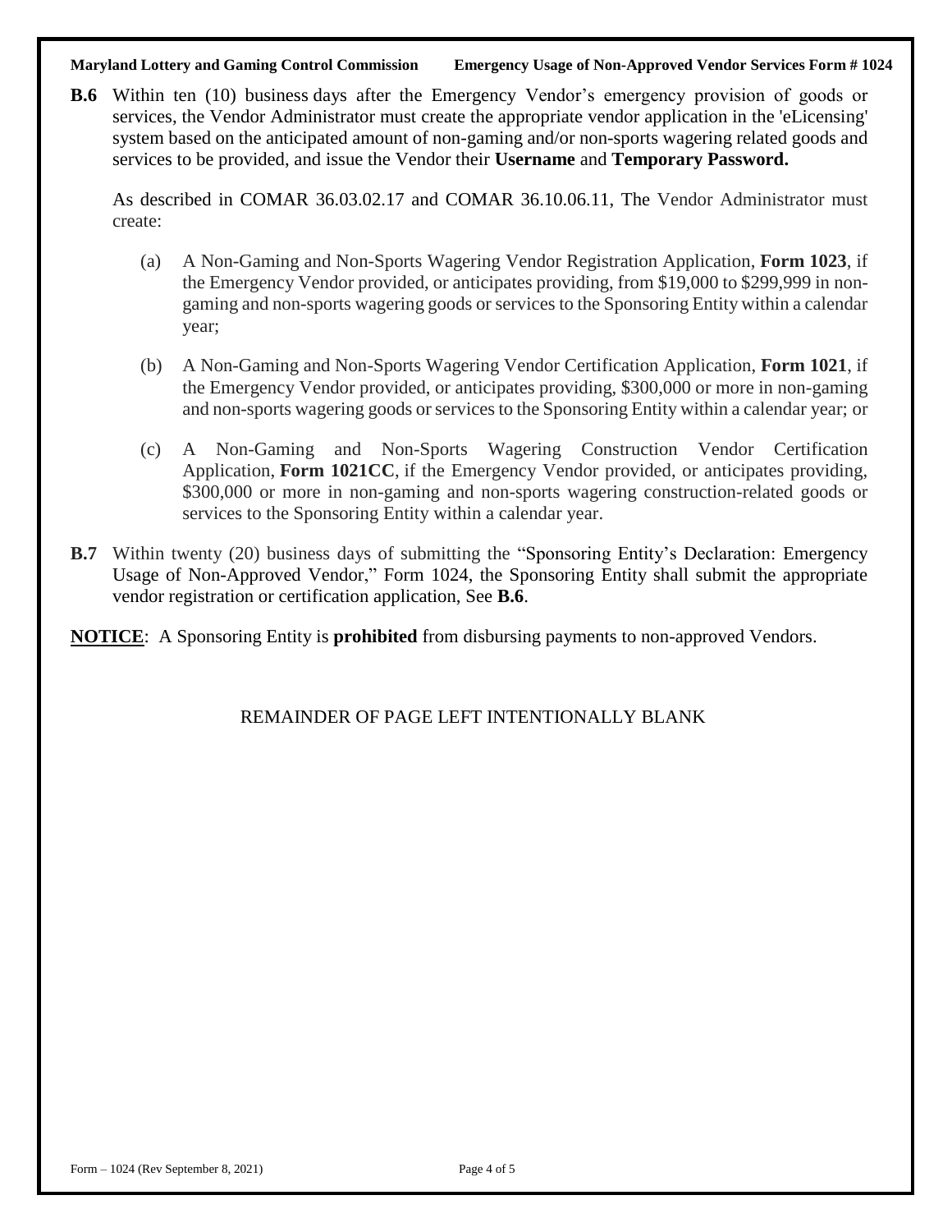**B.6** Within ten (10) business days after the Emergency Vendor's emergency provision of goods or services, the Vendor Administrator must create the appropriate vendor application in the 'eLicensing' system based on the anticipated amount of non-gaming and/or non-sports wagering related goods and services to be provided, and issue the Vendor their **Username** and **Temporary Password.**

As described in COMAR 36.03.02.17 and COMAR 36.10.06.11, The Vendor Administrator must create:

(a) A Non-Gaming and Non-Sports Wagering Vendor Registration Application, **Form 1023**, if the Emergency Vendor provided, or anticipates providing, from $19,000 to $299,999 in non-gaming and non-sports wagering goods or services to the Sponsoring Entity within a calendar year;

(b) A Non-Gaming and Non-Sports Wagering Vendor Certification Application, **Form 1021**, if the Emergency Vendor provided, or anticipates providing, $300,000 or more in non-gaming and non-sports wagering goods or services to the Sponsoring Entity within a calendar year; or

(c) A Non-Gaming and Non-Sports Wagering Construction Vendor Certification Application, **Form 1021CC**, if the Emergency Vendor provided, or anticipates providing, $300,000 or more in non-gaming and non-sports wagering construction-related goods or services to the Sponsoring Entity within a calendar year.

**B.7** Within twenty (20) business days of submitting the "Sponsoring Entity's Declaration: Emergency Usage of Non-Approved Vendor," Form 1024, the Sponsoring Entity shall submit the appropriate vendor registration or certification application, See **B.6**.

**NOTICE**: A Sponsoring Entity is **prohibited** from disbursing payments to non-approved Vendors.

REMAINDER OF PAGE LEFT INTENTIONALLY BLANK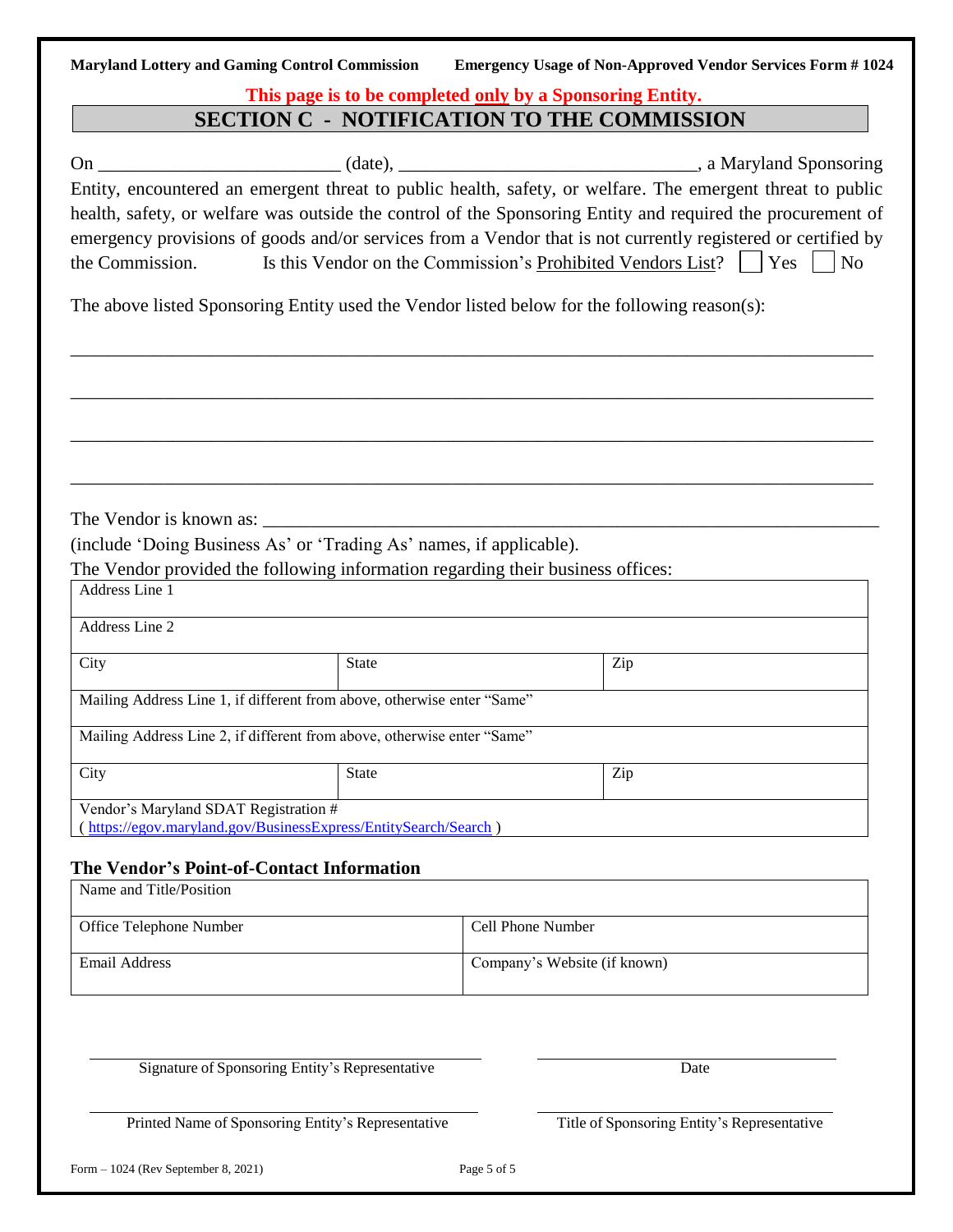This page is to be completed **only** by a Sponsoring Entity.

## SECTION C - NOTIFICATION TO THE COMMISSION

On _________________________ (date), _______________________________, a Maryland Sponsoring Entity, encountered an emergent threat to public health, safety, or welfare. The emergent threat to public health, safety, or welfare was outside the control of the Sponsoring Entity and required the procurement of emergency provisions of goods and/or services from a Vendor that is not currently registered or certified by the Commission. Is this Vendor on the Commission's Prohibited Vendors List? ☐ Yes ☐ No

The above listed Sponsoring Entity used the Vendor listed below for the following reason(s):

______________________________________________________________________________

______________________________________________________________________________

______________________________________________________________________________

______________________________________________________________________________

The Vendor is known as: ________________________________________________________

(include 'Doing Business As' or 'Trading As' names, if applicable).

The Vendor provided the following information regarding their business offices:

| | | |
|---|---|---|
| Address Line 1 | | |
| Address Line 2 | | |
| City | State | Zip |
| Mailing Address Line 1, if different from above, otherwise enter "Same" | | |
| Mailing Address Line 2, if different from above, otherwise enter "Same" | | |
| City | State | Zip |
| Vendor's Maryland SDAT Registration # ( https://egov.maryland.gov/BusinessExpress/EntitySearch/Search ) | | |

### The Vendor's Point-of-Contact Information

| | |
|---|---|
| Name and Title/Position | |
| Office Telephone Number | Cell Phone Number |
| Email Address | Company's Website (if known) |

_________________________________________ Signature of Sponsoring Entity's Representative

_________________________ Date

_________________________________________ Printed Name of Sponsoring Entity's Representative

_________________________ Title of Sponsoring Entity's Representative

Form – 1024 (Rev September 8, 2021)